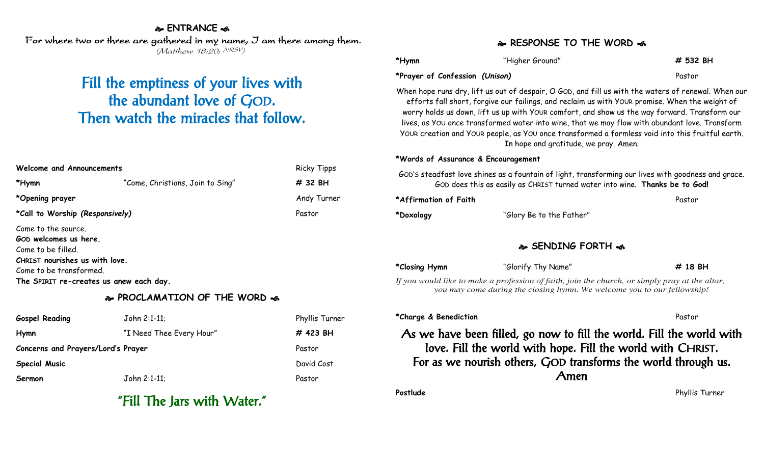## ❧ ENTRANCE ☙

For where two or three are gathered in my name, I am there among them.
*(Matthew 18:20; NRSV)*

# Fill the emptiness of your lives with the abundant love of GOD. Then watch the miracles that follow.

| | | |
|---|---|---|
| **Welcome and Announcements** | | Ricky Tipps |
| ***Hymn** | "Come, Christians, Join to Sing" | **# 32 BH** |
| ***Opening prayer** | | Andy Turner |
| ***Call to Worship *(Responsively)*** | | Pastor |

Come to the source.
**GOD welcomes us here.**
Come to be filled.
**CHRIST nourishes us with love.**
Come to be transformed.
**The SPIRIT re-creates us anew each day.**

## ❧ PROCLAMATION OF THE WORD ☙

| | | |
|---|---|---|
| **Gospel Reading** | John 2:1-11; | Phyllis Turner |
| **Hymn** | "I Need Thee Every Hour" | **# 423 BH** |
| **Concerns and Prayers/Lord's Prayer** | | Pastor |
| **Special Music** | | David Cost |
| **Sermon** | John 2:1-11; | Pastor |

### "Fill The Jars with Water."

## ❧ RESPONSE TO THE WORD ☙

| | | |
|---|---|---|
| ***Hymn** | "Higher Ground" | **# 532 BH** |
| ***Prayer of Confession *(Unison)*** | | Pastor |

When hope runs dry, lift us out of despair, O GOD, and fill us with the waters of renewal. When our efforts fall short, forgive our failings, and reclaim us with YOUR promise. When the weight of worry holds us down, lift us up with YOUR comfort, and show us the way forward. Transform our lives, as YOU once transformed water into wine, that we may flow with abundant love. Transform YOUR creation and YOUR people, as YOU once transformed a formless void into this fruitful earth. In hope and gratitude, we pray. Amen.

***Words of Assurance & Encouragement**

GOD'S steadfast love shines as a fountain of light, transforming our lives with goodness and grace. GOD does this as easily as CHRIST turned water into wine. **Thanks be to God!**

| | | |
|---|---|---|
| ***Affirmation of Faith** | | Pastor |
| ***Doxology** | "Glory Be to the Father" | |

## ❧ SENDING FORTH ☙

| | | |
|---|---|---|
| ***Closing Hymn** | "Glorify Thy Name" | **# 18 BH** |

*If you would like to make a profession of faith, join the church, or simply pray at the altar, you may come during the closing hymn. We welcome you to our fellowship!*

| | |
|---|---|
| ***Charge & Benediction** | Pastor |

**As we have been filled, go now to fill the world. Fill the world with love. Fill the world with hope. Fill the world with CHRIST. For as we nourish others, GOD transforms the world through us. Amen**

| | |
|---|---|
| **Postlude** | Phyllis Turner |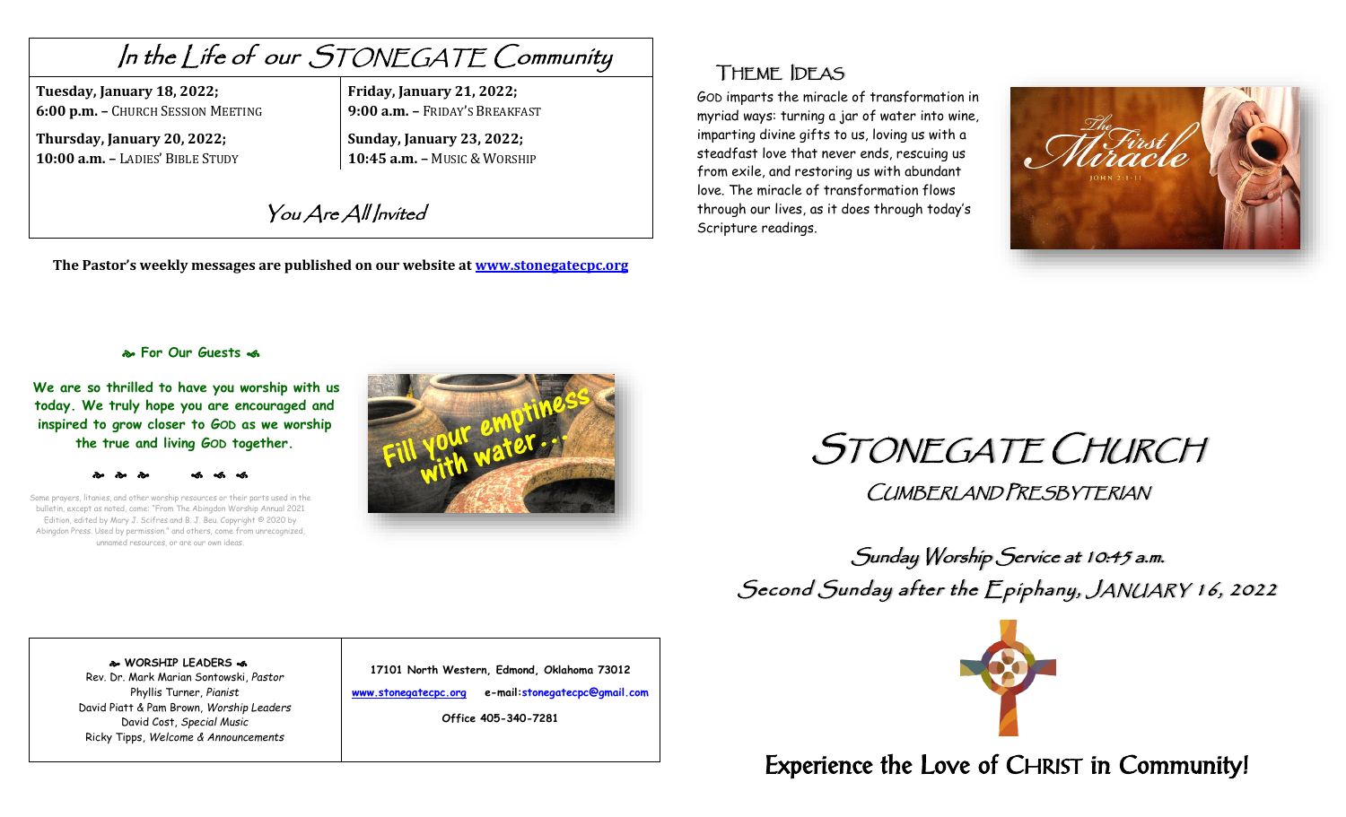# In the Life of our STONEGATE Community

**Tuesday, January 18, 2022;**
**6:00 p.m.** – CHURCH SESSION MEETING

**Thursday, January 20, 2022;**
**10:00 a.m.** – LADIES' BIBLE STUDY

**Friday, January 21, 2022;**
**9:00 a.m.** – FRIDAY'S BREAKFAST

**Sunday, January 23, 2022;**
**10:45 a.m.** – MUSIC & WORSHIP

*You Are All Invited*

**The Pastor's weekly messages are published on our website at www.stonegatecpc.org**

## THEME IDEAS

GOD imparts the miracle of transformation in myriad ways: turning a jar of water into wine, imparting divine gifts to us, loving us with a steadfast love that never ends, rescuing us from exile, and restoring us with abundant love. The miracle of transformation flows through our lives, as it does through today's Scripture readings.

The First Miracle
JOHN 2:1-11

## For Our Guests

**We are so thrilled to have you worship with us today. We truly hope you are encouraged and inspired to grow closer to GOD as we worship the true and living GOD together.**

Some prayers, litanies, and other worship resources or their parts used in the bulletin, except as noted, come: "From The Abingdon Worship Annual 2021 Edition, edited by Mary J. Scifres and B. J. Beu. Copyright © 2020 by Abingdon Press. Used by permission." and others, come from unrecognized, unnamed resources, or are our own ideas.

Fill your emptiness with water...

**WORSHIP LEADERS**
Rev. Dr. Mark Marian Sontowski, *Pastor*
Phyllis Turner, *Pianist*
David Piatt & Pam Brown, *Worship Leaders*
David Cost, *Special Music*
Ricky Tipps, *Welcome & Announcements*

**17101 North Western, Edmond, Oklahoma 73012**

**www.stonegatecpc.org e-mail:stonegatecpc@gmail.com**

**Office 405-340-7281**

# STONEGATE CHURCH

## CUMBERLAND PRESBYTERIAN

*Sunday Worship Service at 10:45 a.m.*

*Second Sunday after the Epiphany, JANUARY 16, 2022*

**Experience the Love of CHRIST in Community!**